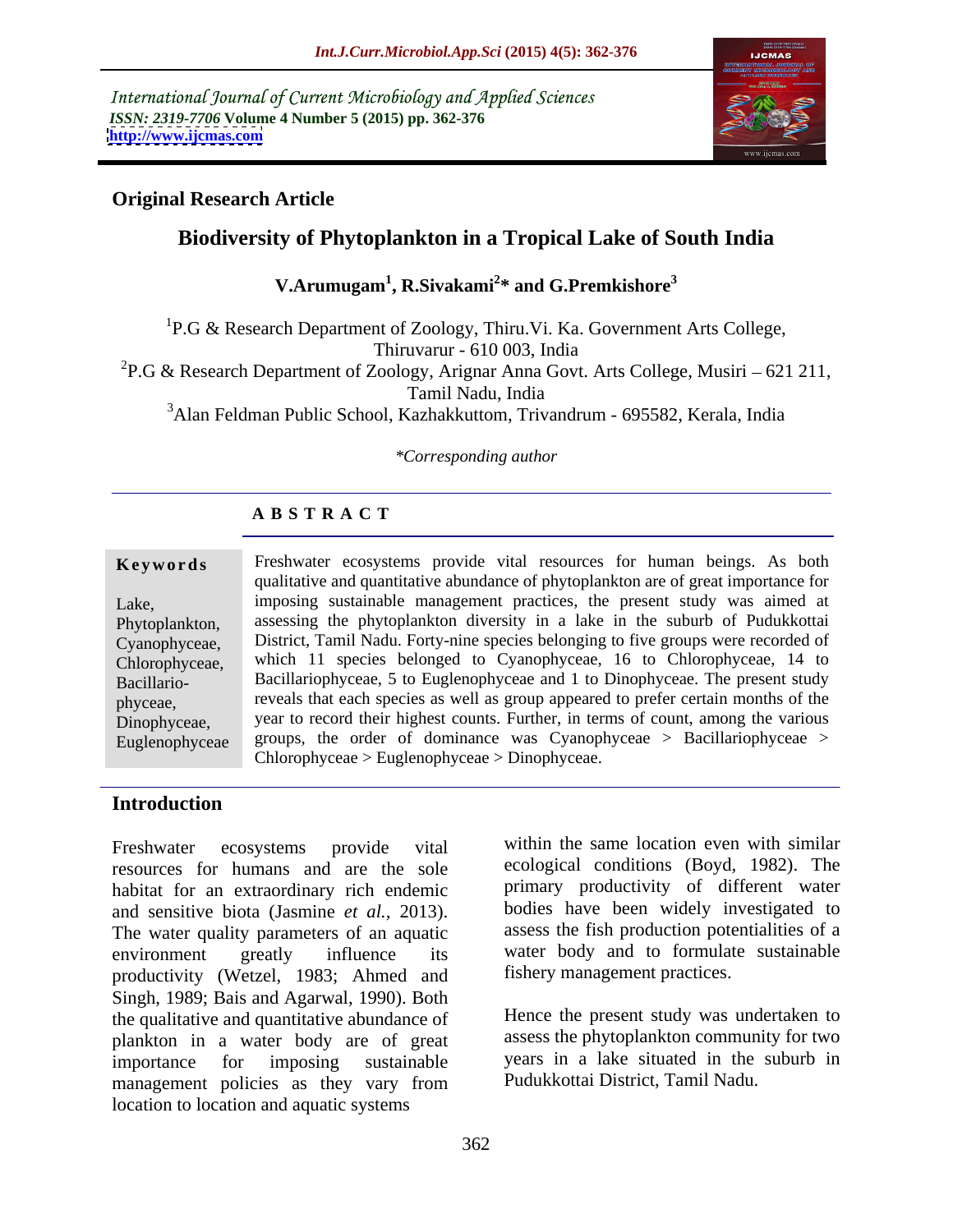International Journal of Current Microbiology and Applied Sciences
*ISSN: 2319-7706* **Volume 4 Number 5 (2015) pp. 362-376**
**http://www.ijcmas.com**

**Original Research Article**

# Biodiversity of Phytoplankton in a Tropical Lake of South India

**V.Arumugam[1], R.Sivakami[2]* and G.Premkishore[3]**

[1]P.G & Research Department of Zoology, Thiru.Vi. Ka. Government Arts College, Thiruvarur - 610 003, India
[2]P.G & Research Department of Zoology, Arignar Anna Govt. Arts College, Musiri – 621 211, Tamil Nadu, India
[3]Alan Feldman Public School, Kazhakkuttom, Trivandrum - 695582, Kerala, India

*\*Corresponding author*

## A B S T R A C T

**Keywords**

Lake, Phytoplankton, Cyanophyceae, Chlorophyceae, Bacillario-phyceae, Dinophyceae, Euglenophyceae

Freshwater ecosystems provide vital resources for human beings. As both qualitative and quantitative abundance of phytoplankton are of great importance for imposing sustainable management practices, the present study was aimed at assessing the phytoplankton diversity in a lake in the suburb of Pudukkottai District, Tamil Nadu. Forty-nine species belonging to five groups were recorded of which 11 species belonged to Cyanophyceae, 16 to Chlorophyceae, 14 to Bacillariophyceae, 5 to Euglenophyceae and 1 to Dinophyceae. The present study reveals that each species as well as group appeared to prefer certain months of the year to record their highest counts. Further, in terms of count, among the various groups, the order of dominance was Cyanophyceae > Bacillariophyceae > Chlorophyceae > Euglenophyceae > Dinophyceae.

## Introduction

Freshwater ecosystems provide vital resources for humans and are the sole habitat for an extraordinary rich endemic and sensitive biota (Jasmine *et al.,* 2013). The water quality parameters of an aquatic environment greatly influence its productivity (Wetzel, 1983; Ahmed and Singh, 1989; Bais and Agarwal, 1990). Both the qualitative and quantitative abundance of plankton in a water body are of great importance for imposing sustainable management policies as they vary from location to location and aquatic systems within the same location even with similar ecological conditions (Boyd, 1982). The primary productivity of different water bodies have been widely investigated to assess the fish production potentialities of a water body and to formulate sustainable fishery management practices.

Hence the present study was undertaken to assess the phytoplankton community for two years in a lake situated in the suburb in Pudukkottai District, Tamil Nadu.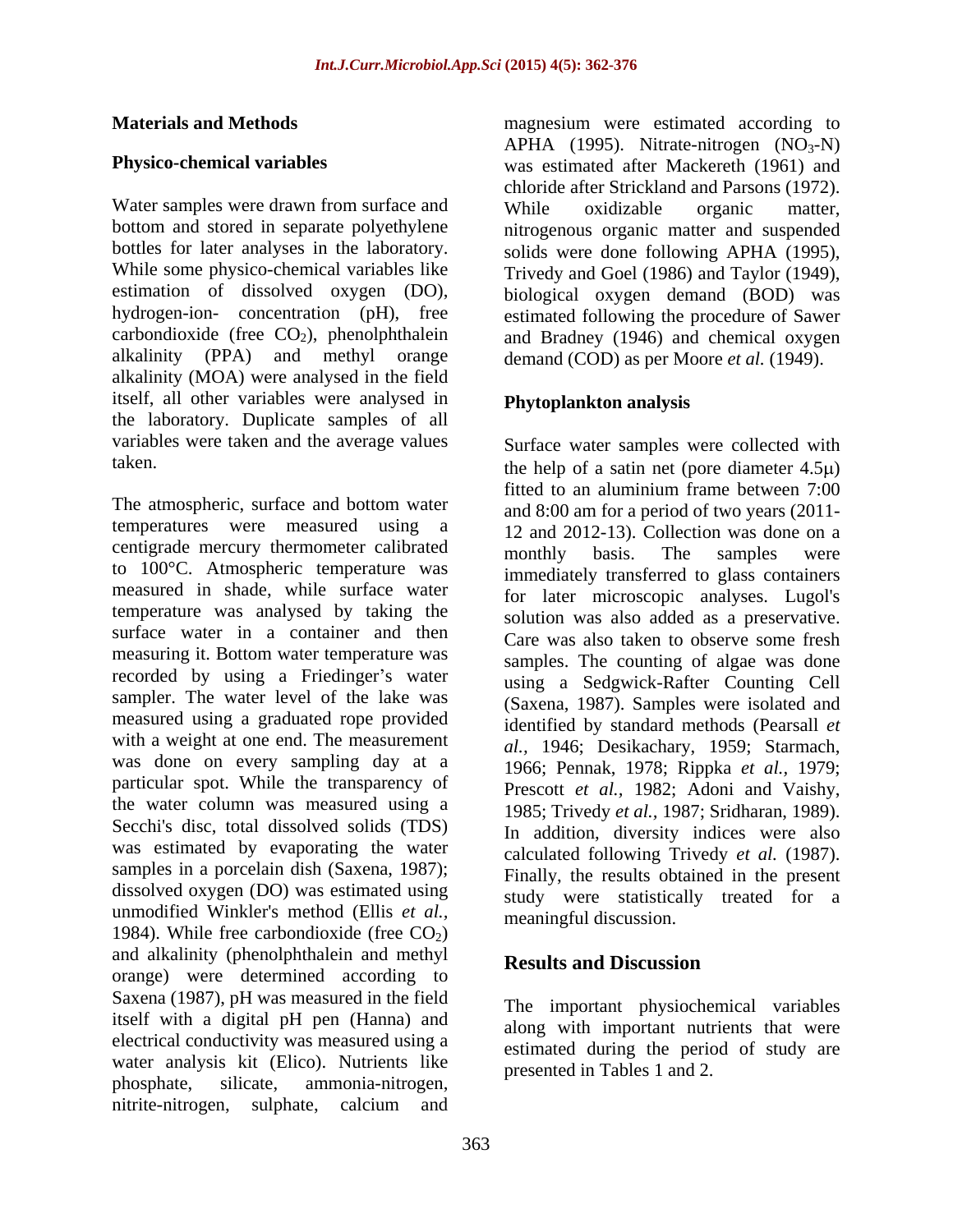## Materials and Methods

### Physico-chemical variables

Water samples were drawn from surface and bottom and stored in separate polyethylene bottles for later analyses in the laboratory. While some physico-chemical variables like estimation of dissolved oxygen (DO), hydrogen-ion- concentration (pH), free carbondioxide (free $CO_2$), phenolphthalein alkalinity (PPA) and methyl orange alkalinity (MOA) were analysed in the field itself, all other variables were analysed in the laboratory. Duplicate samples of all variables were taken and the average values taken.

The atmospheric, surface and bottom water temperatures were measured using a centigrade mercury thermometer calibrated to 100°C. Atmospheric temperature was measured in shade, while surface water temperature was analysed by taking the surface water in a container and then measuring it. Bottom water temperature was recorded by using a Friedinger's water sampler. The water level of the lake was measured using a graduated rope provided with a weight at one end. The measurement was done on every sampling day at a particular spot. While the transparency of the water column was measured using a Secchi's disc, total dissolved solids (TDS) was estimated by evaporating the water samples in a porcelain dish (Saxena, 1987); dissolved oxygen (DO) was estimated using unmodified Winkler's method (Ellis *et al.*, 1984). While free carbondioxide (free $CO_2$) and alkalinity (phenolphthalein and methyl orange) were determined according to Saxena (1987), pH was measured in the field itself with a digital pH pen (Hanna) and electrical conductivity was measured using a water analysis kit (Elico). Nutrients like phosphate, silicate, ammonia-nitrogen, nitrite-nitrogen, sulphate, calcium and magnesium were estimated according to APHA (1995). Nitrate-nitrogen ($NO_3$-N) was estimated after Mackereth (1961) and chloride after Strickland and Parsons (1972). While oxidizable organic matter, nitrogenous organic matter and suspended solids were done following APHA (1995), Trivedy and Goel (1986) and Taylor (1949), biological oxygen demand (BOD) was estimated following the procedure of Sawer and Bradney (1946) and chemical oxygen demand (COD) as per Moore *et al.* (1949).

### Phytoplankton analysis

Surface water samples were collected with the help of a satin net (pore diameter 4.5μ) fitted to an aluminium frame between 7:00 and 8:00 am for a period of two years (2011-12 and 2012-13). Collection was done on a monthly basis. The samples were immediately transferred to glass containers for later microscopic analyses. Lugol's solution was also added as a preservative. Care was also taken to observe some fresh samples. The counting of algae was done using a Sedgwick-Rafter Counting Cell (Saxena, 1987). Samples were isolated and identified by standard methods (Pearsall *et al.*, 1946; Desikachary, 1959; Starmach, 1966; Pennak, 1978; Rippka *et al.*, 1979; Prescott *et al.*, 1982; Adoni and Vaishy, 1985; Trivedy *et al.*, 1987; Sridharan, 1989). In addition, diversity indices were also calculated following Trivedy *et al.* (1987). Finally, the results obtained in the present study were statistically treated for a meaningful discussion.

## Results and Discussion

The important physiochemical variables along with important nutrients that were estimated during the period of study are presented in Tables 1 and 2.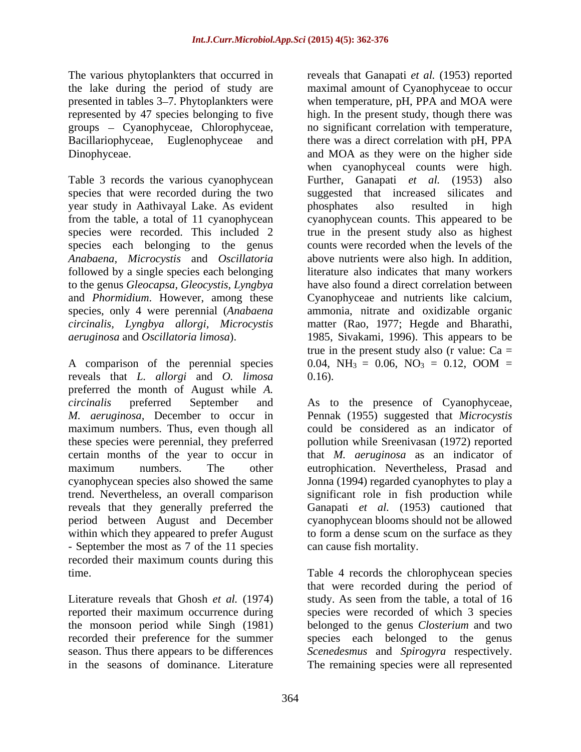The various phytoplankters that occurred in the lake during the period of study are presented in tables 3–7. Phytoplankters were represented by 47 species belonging to five groups – Cyanophyceae, Chlorophyceae, Bacillariophyceae, Euglenophyceae and Dinophyceae.

Table 3 records the various cyanophycean species that were recorded during the two year study in Aathivayal Lake. As evident from the table, a total of 11 cyanophycean species were recorded. This included 2 species each belonging to the genus *Anabaena, Microcystis* and *Oscillatoria* followed by a single species each belonging to the genus *Gleocapsa, Gleocystis, Lyngbya* and *Phormidium*. However, among these species, only 4 were perennial (*Anabaena circinalis, Lyngbya allorgi, Microcystis aeruginosa* and *Oscillatoria limosa*).

A comparison of the perennial species reveals that *L. allorgi* and *O. limosa* preferred the month of August while *A. circinalis* preferred September and *M. aeruginosa,* December to occur in maximum numbers. Thus, even though all these species were perennial, they preferred certain months of the year to occur in maximum numbers. The other cyanophycean species also showed the same trend. Nevertheless, an overall comparison reveals that they generally preferred the period between August and December within which they appeared to prefer August - September the most as 7 of the 11 species recorded their maximum counts during this time.

Literature reveals that Ghosh *et al.* (1974) reported their maximum occurrence during the monsoon period while Singh (1981) recorded their preference for the summer season. Thus there appears to be differences in the seasons of dominance. Literature reveals that Ganapati *et al.* (1953) reported maximal amount of Cyanophyceae to occur when temperature, pH, PPA and MOA were high. In the present study, though there was no significant correlation with temperature, there was a direct correlation with pH, PPA and MOA as they were on the higher side when cyanophyceal counts were high. Further, Ganapati *et al.* (1953) also suggested that increased silicates and phosphates also resulted in high cyanophycean counts. This appeared to be true in the present study also as highest counts were recorded when the levels of the above nutrients were also high. In addition, literature also indicates that many workers have also found a direct correlation between Cyanophyceae and nutrients like calcium, ammonia, nitrate and oxidizable organic matter (Rao, 1977; Hegde and Bharathi, 1985, Sivakami, 1996). This appears to be true in the present study also (r value: Ca = 0.04, $NH_3$ = 0.06, $NO_3$ = 0.12, OOM = 0.16).

As to the presence of Cyanophyceae, Pennak (1955) suggested that *Microcystis* could be considered as an indicator of pollution while Sreenivasan (1972) reported that *M. aeruginosa* as an indicator of eutrophication. Nevertheless, Prasad and Jonna (1994) regarded cyanophytes to play a significant role in fish production while Ganapati *et al.* (1953) cautioned that cyanophycean blooms should not be allowed to form a dense scum on the surface as they can cause fish mortality.

Table 4 records the chlorophycean species that were recorded during the period of study. As seen from the table, a total of 16 species were recorded of which 3 species belonged to the genus *Closterium* and two species each belonged to the genus *Scenedesmus* and *Spirogyra* respectively. The remaining species were all represented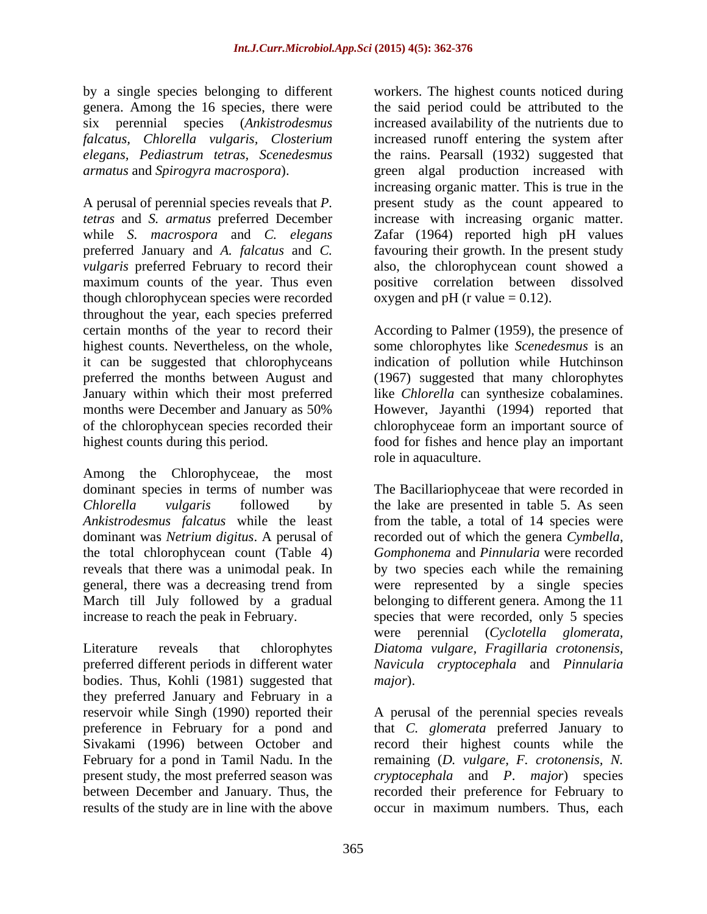by a single species belonging to different genera. Among the 16 species, there were six perennial species (*Ankistrodesmus falcatus, Chlorella vulgaris, Closterium elegans, Pediastrum tetras, Scenedesmus armatus* and *Spirogyra macrospora*).

A perusal of perennial species reveals that *P. tetras* and *S. armatus* preferred December while *S. macrospora* and *C. elegans* preferred January and *A. falcatus* and *C. vulgaris* preferred February to record their maximum counts of the year. Thus even though chlorophycean species were recorded throughout the year, each species preferred certain months of the year to record their highest counts. Nevertheless, on the whole, it can be suggested that chlorophyceans preferred the months between August and January within which their most preferred months were December and January as 50% of the chlorophycean species recorded their highest counts during this period.

Among the Chlorophyceae, the most dominant species in terms of number was *Chlorella vulgaris* followed by *Ankistrodesmus falcatus* while the least dominant was *Netrium digitus*. A perusal of the total chlorophycean count (Table 4) reveals that there was a unimodal peak. In general, there was a decreasing trend from March till July followed by a gradual increase to reach the peak in February.

Literature reveals that chlorophytes preferred different periods in different water bodies. Thus, Kohli (1981) suggested that they preferred January and February in a reservoir while Singh (1990) reported their preference in February for a pond and Sivakami (1996) between October and February for a pond in Tamil Nadu. In the present study, the most preferred season was between December and January. Thus, the results of the study are in line with the above workers. The highest counts noticed during the said period could be attributed to the increased availability of the nutrients due to increased runoff entering the system after the rains. Pearsall (1932) suggested that green algal production increased with increasing organic matter. This is true in the present study as the count appeared to increase with increasing organic matter. Zafar (1964) reported high pH values favouring their growth. In the present study also, the chlorophycean count showed a positive correlation between dissolved oxygen and pH (r value = 0.12).

According to Palmer (1959), the presence of some chlorophytes like *Scenedesmus* is an indication of pollution while Hutchinson (1967) suggested that many chlorophytes like *Chlorella* can synthesize cobalamines. However, Jayanthi (1994) reported that chlorophyceae form an important source of food for fishes and hence play an important role in aquaculture.

The Bacillariophyceae that were recorded in the lake are presented in table 5. As seen from the table, a total of 14 species were recorded out of which the genera *Cymbella*, *Gomphonema* and *Pinnularia* were recorded by two species each while the remaining were represented by a single species belonging to different genera. Among the 11 species that were recorded, only 5 species were perennial (*Cyclotella glomerata, Diatoma vulgare, Fragillaria crotonensis, Navicula cryptocephala* and *Pinnularia major*).

A perusal of the perennial species reveals that *C. glomerata* preferred January to record their highest counts while the remaining (*D. vulgare, F. crotonensis, N. cryptocephala* and *P. major*) species recorded their preference for February to occur in maximum numbers. Thus, each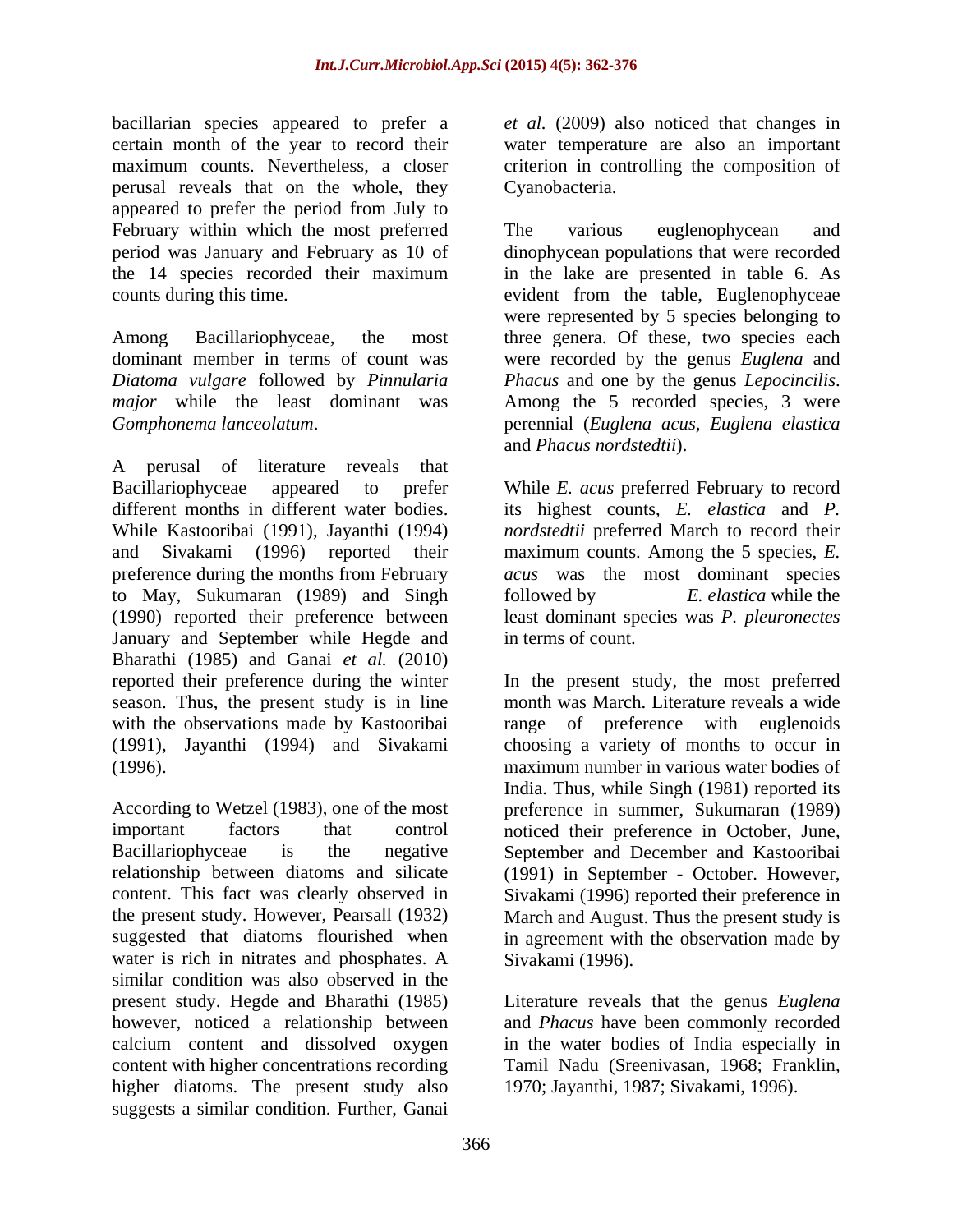bacillarian species appeared to prefer a certain month of the year to record their maximum counts. Nevertheless, a closer perusal reveals that on the whole, they appeared to prefer the period from July to February within which the most preferred period was January and February as 10 of the 14 species recorded their maximum counts during this time.

Among Bacillariophyceae, the most dominant member in terms of count was *Diatoma vulgare* followed by *Pinnularia major* while the least dominant was *Gomphonema lanceolatum*.

A perusal of literature reveals that Bacillariophyceae appeared to prefer different months in different water bodies. While Kastooribai (1991), Jayanthi (1994) and Sivakami (1996) reported their preference during the months from February to May, Sukumaran (1989) and Singh (1990) reported their preference between January and September while Hegde and Bharathi (1985) and Ganai *et al.* (2010) reported their preference during the winter season. Thus, the present study is in line with the observations made by Kastooribai (1991), Jayanthi (1994) and Sivakami (1996).

According to Wetzel (1983), one of the most important factors that control Bacillariophyceae is the negative relationship between diatoms and silicate content. This fact was clearly observed in the present study. However, Pearsall (1932) suggested that diatoms flourished when water is rich in nitrates and phosphates. A similar condition was also observed in the present study. Hegde and Bharathi (1985) however, noticed a relationship between calcium content and dissolved oxygen content with higher concentrations recording higher diatoms. The present study also suggests a similar condition. Further, Ganai *et al.* (2009) also noticed that changes in water temperature are also an important criterion in controlling the composition of Cyanobacteria.

The various euglenophycean and dinophycean populations that were recorded in the lake are presented in table 6. As evident from the table, Euglenophyceae were represented by 5 species belonging to three genera. Of these, two species each were recorded by the genus *Euglena* and *Phacus* and one by the genus *Lepocincilis*. Among the 5 recorded species, 3 were perennial (*Euglena acus, Euglena elastica* and *Phacus nordstedtii*).

While *E. acus* preferred February to record its highest counts, *E. elastica* and *P. nordstedtii* preferred March to record their maximum counts. Among the 5 species, *E. acus* was the most dominant species followed by *E. elastica* while the least dominant species was *P. pleuronectes* in terms of count.

In the present study, the most preferred month was March. Literature reveals a wide range of preference with euglenoids choosing a variety of months to occur in maximum number in various water bodies of India. Thus, while Singh (1981) reported its preference in summer, Sukumaran (1989) noticed their preference in October, June, September and December and Kastooribai (1991) in September - October. However, Sivakami (1996) reported their preference in March and August. Thus the present study is in agreement with the observation made by Sivakami (1996).

Literature reveals that the genus *Euglena* and *Phacus* have been commonly recorded in the water bodies of India especially in Tamil Nadu (Sreenivasan, 1968; Franklin, 1970; Jayanthi, 1987; Sivakami, 1996).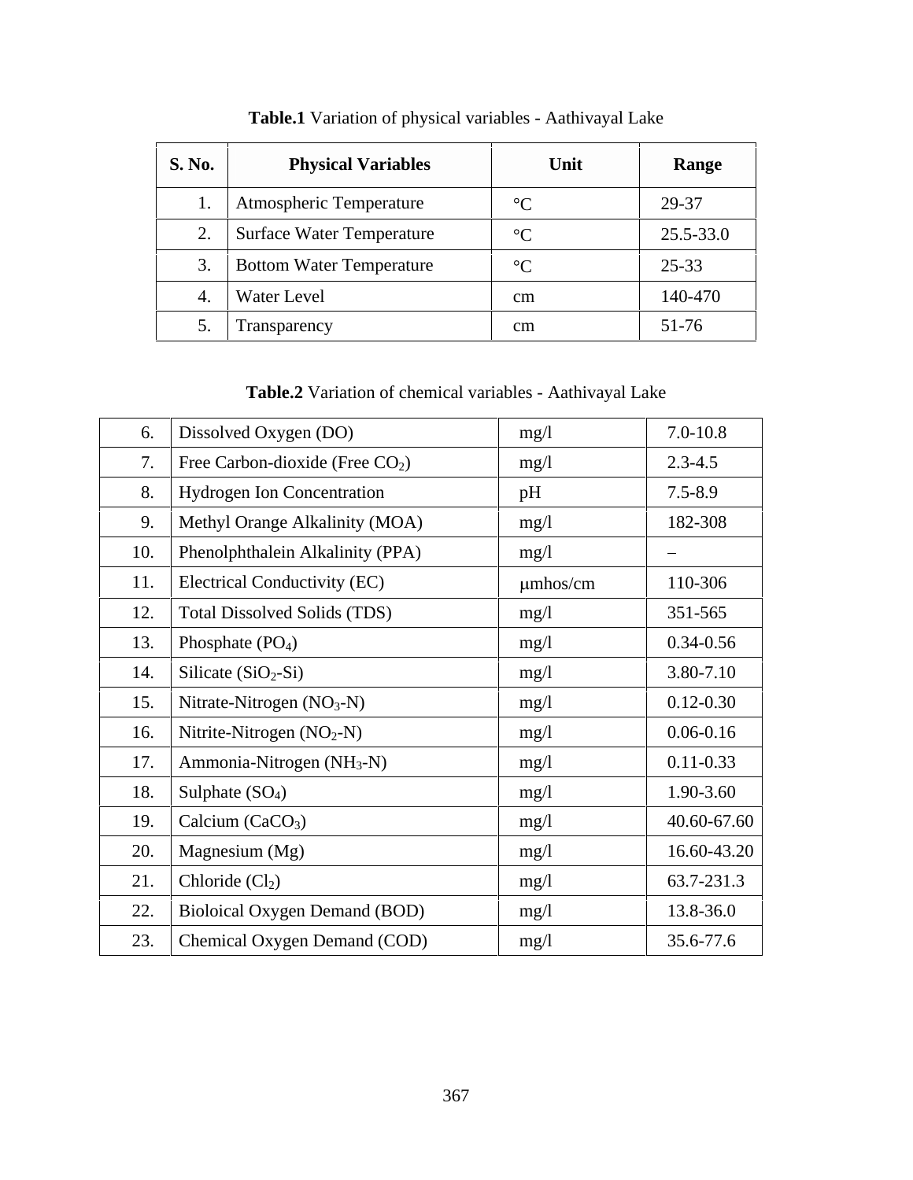**Table.1** Variation of physical variables - Aathivayal Lake

| S. No. | Physical Variables | Unit | Range |
|---|---|---|---|
| 1. | Atmospheric Temperature | °C | 29-37 |
| 2. | Surface Water Temperature | °C | 25.5-33.0 |
| 3. | Bottom Water Temperature | °C | 25-33 |
| 4. | Water Level | cm | 140-470 |
| 5. | Transparency | cm | 51-76 |

**Table.2** Variation of chemical variables - Aathivayal Lake

| | | | |
|---|---|---|---|
| 6. | Dissolved Oxygen (DO) | mg/l | 7.0-10.8 |
| 7. | Free Carbon-dioxide (Free $CO_2$) | mg/l | 2.3-4.5 |
| 8. | Hydrogen Ion Concentration | pH | 7.5-8.9 |
| 9. | Methyl Orange Alkalinity (MOA) | mg/l | 182-308 |
| 10. | Phenolphthalein Alkalinity (PPA) | mg/l | – |
| 11. | Electrical Conductivity (EC) | μmhos/cm | 110-306 |
| 12. | Total Dissolved Solids (TDS) | mg/l | 351-565 |
| 13. | Phosphate ($PO_4$) | mg/l | 0.34-0.56 |
| 14. | Silicate ($SiO_2$-Si) | mg/l | 3.80-7.10 |
| 15. | Nitrate-Nitrogen ($NO_3$-N) | mg/l | 0.12-0.30 |
| 16. | Nitrite-Nitrogen ($NO_2$-N) | mg/l | 0.06-0.16 |
| 17. | Ammonia-Nitrogen ($NH_3$-N) | mg/l | 0.11-0.33 |
| 18. | Sulphate ($SO_4$) | mg/l | 1.90-3.60 |
| 19. | Calcium ($CaCO_3$) | mg/l | 40.60-67.60 |
| 20. | Magnesium (Mg) | mg/l | 16.60-43.20 |
| 21. | Chloride ($Cl_2$) | mg/l | 63.7-231.3 |
| 22. | Bioloical Oxygen Demand (BOD) | mg/l | 13.8-36.0 |
| 23. | Chemical Oxygen Demand (COD) | mg/l | 35.6-77.6 |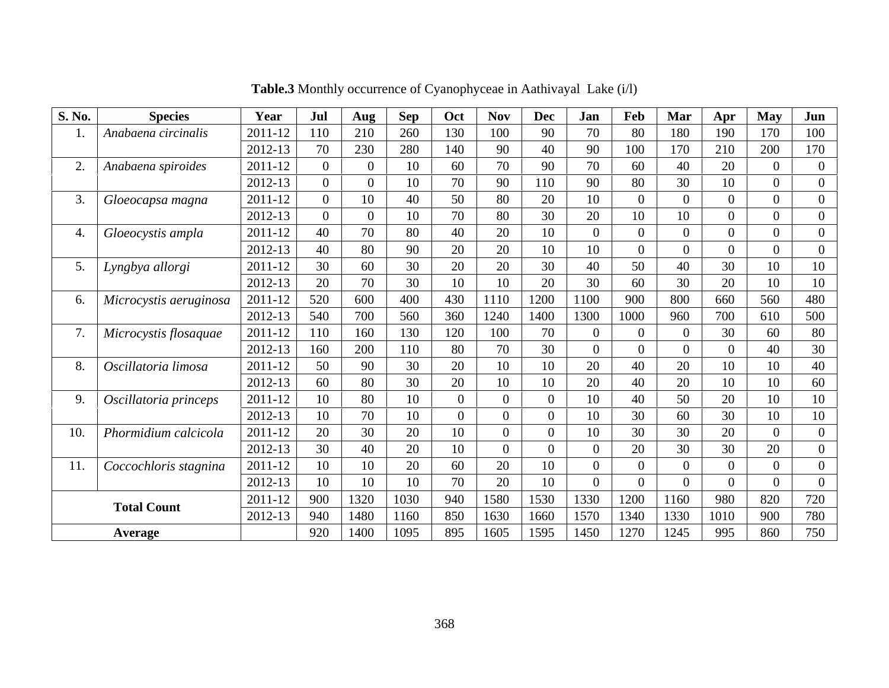**Table.3** Monthly occurrence of Cyanophyceae in Aathivayal Lake (i/l)

| S. No. | Species | Year | Jul | Aug | Sep | Oct | Nov | Dec | Jan | Feb | Mar | Apr | May | Jun |
|---|---|---|---|---|---|---|---|---|---|---|---|---|---|---|
| 1. | *Anabaena circinalis* | 2011-12 | 110 | 210 | 260 | 130 | 100 | 90 | 70 | 80 | 180 | 190 | 170 | 100 |
| | | 2012-13 | 70 | 230 | 280 | 140 | 90 | 40 | 90 | 100 | 170 | 210 | 200 | 170 |
| 2. | *Anabaena spiroides* | 2011-12 | 0 | 0 | 10 | 60 | 70 | 90 | 70 | 60 | 40 | 20 | 0 | 0 |
| | | 2012-13 | 0 | 0 | 10 | 70 | 90 | 110 | 90 | 80 | 30 | 10 | 0 | 0 |
| 3. | *Gloeocapsa magna* | 2011-12 | 0 | 10 | 40 | 50 | 80 | 20 | 10 | 0 | 0 | 0 | 0 | 0 |
| | | 2012-13 | 0 | 0 | 10 | 70 | 80 | 30 | 20 | 10 | 10 | 0 | 0 | 0 |
| 4. | *Gloeocystis ampla* | 2011-12 | 40 | 70 | 80 | 40 | 20 | 10 | 0 | 0 | 0 | 0 | 0 | 0 |
| | | 2012-13 | 40 | 80 | 90 | 20 | 20 | 10 | 10 | 0 | 0 | 0 | 0 | 0 |
| 5. | *Lyngbya allorgi* | 2011-12 | 30 | 60 | 30 | 20 | 20 | 30 | 40 | 50 | 40 | 30 | 10 | 10 |
| | | 2012-13 | 20 | 70 | 30 | 10 | 10 | 20 | 30 | 60 | 30 | 20 | 10 | 10 |
| 6. | *Microcystis aeruginosa* | 2011-12 | 520 | 600 | 400 | 430 | 1110 | 1200 | 1100 | 900 | 800 | 660 | 560 | 480 |
| | | 2012-13 | 540 | 700 | 560 | 360 | 1240 | 1400 | 1300 | 1000 | 960 | 700 | 610 | 500 |
| 7. | *Microcystis flosaquae* | 2011-12 | 110 | 160 | 130 | 120 | 100 | 70 | 0 | 0 | 0 | 30 | 60 | 80 |
| | | 2012-13 | 160 | 200 | 110 | 80 | 70 | 30 | 0 | 0 | 0 | 0 | 40 | 30 |
| 8. | *Oscillatoria limosa* | 2011-12 | 50 | 90 | 30 | 20 | 10 | 10 | 20 | 40 | 20 | 10 | 10 | 40 |
| | | 2012-13 | 60 | 80 | 30 | 20 | 10 | 10 | 20 | 40 | 20 | 10 | 10 | 60 |
| 9. | *Oscillatoria princeps* | 2011-12 | 10 | 80 | 10 | 0 | 0 | 0 | 10 | 40 | 50 | 20 | 10 | 10 |
| | | 2012-13 | 10 | 70 | 10 | 0 | 0 | 0 | 10 | 30 | 60 | 30 | 10 | 10 |
| 10. | *Phormidium calcicola* | 2011-12 | 20 | 30 | 20 | 10 | 0 | 0 | 10 | 30 | 30 | 20 | 0 | 0 |
| | | 2012-13 | 30 | 40 | 20 | 10 | 0 | 0 | 0 | 20 | 30 | 30 | 20 | 0 |
| 11. | *Coccochloris stagnina* | 2011-12 | 10 | 10 | 20 | 60 | 20 | 10 | 0 | 0 | 0 | 0 | 0 | 0 |
| | | 2012-13 | 10 | 10 | 10 | 70 | 20 | 10 | 0 | 0 | 0 | 0 | 0 | 0 |
| **Total Count** | | 2011-12 | 900 | 1320 | 1030 | 940 | 1580 | 1530 | 1330 | 1200 | 1160 | 980 | 820 | 720 |
| | | 2012-13 | 940 | 1480 | 1160 | 850 | 1630 | 1660 | 1570 | 1340 | 1330 | 1010 | 900 | 780 |
| **Average** | | | 920 | 1400 | 1095 | 895 | 1605 | 1595 | 1450 | 1270 | 1245 | 995 | 860 | 750 |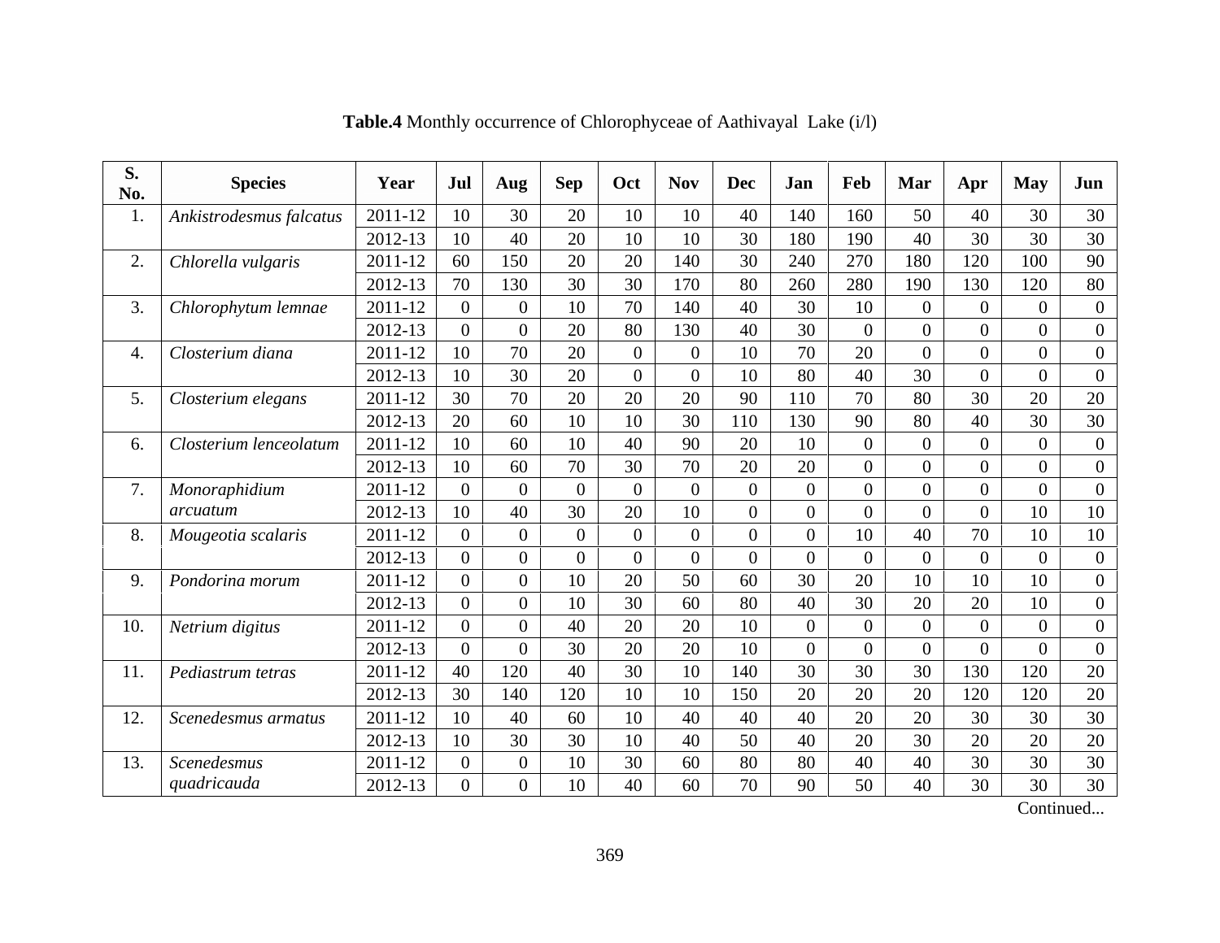**Table.4** Monthly occurrence of Chlorophyceae of Aathivayal Lake (i/l)

| S. No. | Species | Year | Jul | Aug | Sep | Oct | Nov | Dec | Jan | Feb | Mar | Apr | May | Jun |
|---|---|---|---|---|---|---|---|---|---|---|---|---|---|---|
| 1. | *Ankistrodesmus falcatus* | 2011-12 | 10 | 30 | 20 | 10 | 10 | 40 | 140 | 160 | 50 | 40 | 30 | 30 |
| | | 2012-13 | 10 | 40 | 20 | 10 | 10 | 30 | 180 | 190 | 40 | 30 | 30 | 30 |
| 2. | *Chlorella vulgaris* | 2011-12 | 60 | 150 | 20 | 20 | 140 | 30 | 240 | 270 | 180 | 120 | 100 | 90 |
| | | 2012-13 | 70 | 130 | 30 | 30 | 170 | 80 | 260 | 280 | 190 | 130 | 120 | 80 |
| 3. | *Chlorophytum lemnae* | 2011-12 | 0 | 0 | 10 | 70 | 140 | 40 | 30 | 10 | 0 | 0 | 0 | 0 |
| | | 2012-13 | 0 | 0 | 20 | 80 | 130 | 40 | 30 | 0 | 0 | 0 | 0 | 0 |
| 4. | *Closterium diana* | 2011-12 | 10 | 70 | 20 | 0 | 0 | 10 | 70 | 20 | 0 | 0 | 0 | 0 |
| | | 2012-13 | 10 | 30 | 20 | 0 | 0 | 10 | 80 | 40 | 30 | 0 | 0 | 0 |
| 5. | *Closterium elegans* | 2011-12 | 30 | 70 | 20 | 20 | 20 | 90 | 110 | 70 | 80 | 30 | 20 | 20 |
| | | 2012-13 | 20 | 60 | 10 | 10 | 30 | 110 | 130 | 90 | 80 | 40 | 30 | 30 |
| 6. | *Closterium lenceolatum* | 2011-12 | 10 | 60 | 10 | 40 | 90 | 20 | 10 | 0 | 0 | 0 | 0 | 0 |
| | | 2012-13 | 10 | 60 | 70 | 30 | 70 | 20 | 20 | 0 | 0 | 0 | 0 | 0 |
| 7. | *Monoraphidium arcuatum* | 2011-12 | 0 | 0 | 0 | 0 | 0 | 0 | 0 | 0 | 0 | 0 | 0 | 0 |
| | | 2012-13 | 10 | 40 | 30 | 20 | 10 | 0 | 0 | 0 | 0 | 0 | 10 | 10 |
| 8. | *Mougeotia scalaris* | 2011-12 | 0 | 0 | 0 | 0 | 0 | 0 | 0 | 10 | 40 | 70 | 10 | 10 |
| | | 2012-13 | 0 | 0 | 0 | 0 | 0 | 0 | 0 | 0 | 0 | 0 | 0 | 0 |
| 9. | *Pondorina morum* | 2011-12 | 0 | 0 | 10 | 20 | 50 | 60 | 30 | 20 | 10 | 10 | 10 | 0 |
| | | 2012-13 | 0 | 0 | 10 | 30 | 60 | 80 | 40 | 30 | 20 | 20 | 10 | 0 |
| 10. | *Netrium digitus* | 2011-12 | 0 | 0 | 40 | 20 | 20 | 10 | 0 | 0 | 0 | 0 | 0 | 0 |
| | | 2012-13 | 0 | 0 | 30 | 20 | 20 | 10 | 0 | 0 | 0 | 0 | 0 | 0 |
| 11. | *Pediastrum tetras* | 2011-12 | 40 | 120 | 40 | 30 | 10 | 140 | 30 | 30 | 30 | 130 | 120 | 20 |
| | | 2012-13 | 30 | 140 | 120 | 10 | 10 | 150 | 20 | 20 | 20 | 120 | 120 | 20 |
| 12. | *Scenedesmus armatus* | 2011-12 | 10 | 40 | 60 | 10 | 40 | 40 | 40 | 20 | 20 | 30 | 30 | 30 |
| | | 2012-13 | 10 | 30 | 30 | 10 | 40 | 50 | 40 | 20 | 30 | 20 | 20 | 20 |
| 13. | *Scenedesmus quadricauda* | 2011-12 | 0 | 0 | 10 | 30 | 60 | 80 | 80 | 40 | 40 | 30 | 30 | 30 |
| | | 2012-13 | 0 | 0 | 10 | 40 | 60 | 70 | 90 | 50 | 40 | 30 | 30 | 30 |

Continued...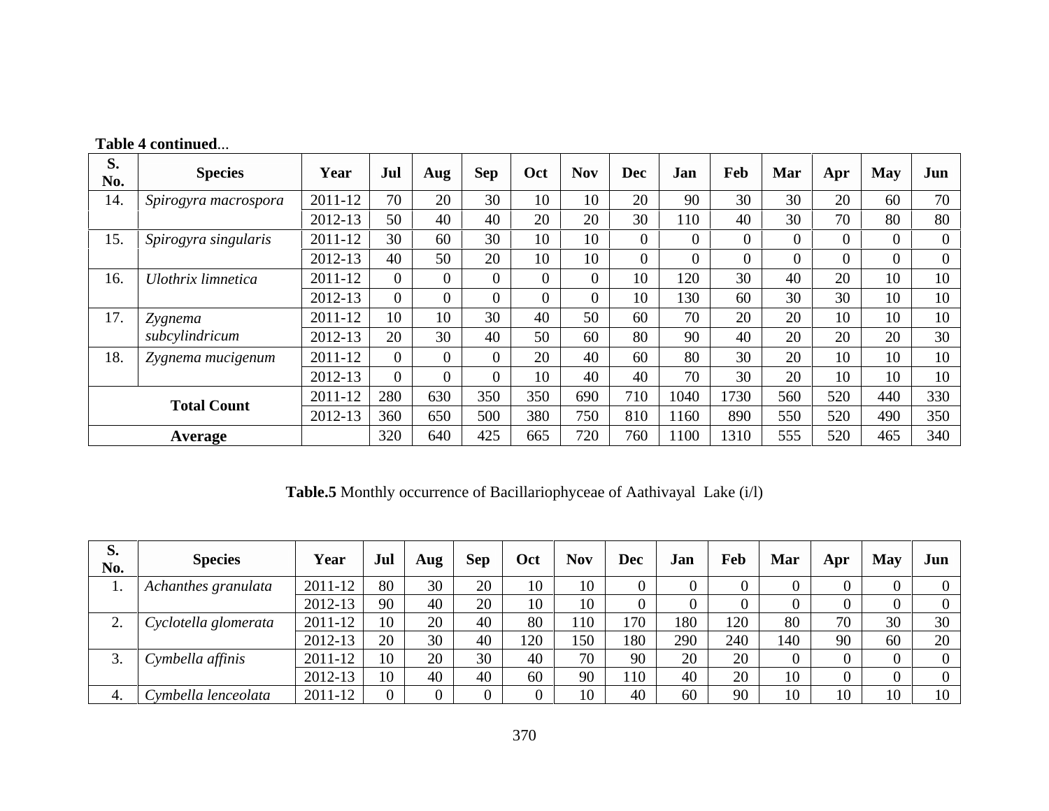**Table 4 continued**...

| S. No. | Species | Year | Jul | Aug | Sep | Oct | Nov | Dec | Jan | Feb | Mar | Apr | May | Jun |
|---|---|---|---|---|---|---|---|---|---|---|---|---|---|---|
| 14. | *Spirogyra macrospora* | 2011-12 | 70 | 20 | 30 | 10 | 10 | 20 | 90 | 30 | 30 | 20 | 60 | 70 |
| | | 2012-13 | 50 | 40 | 40 | 20 | 20 | 30 | 110 | 40 | 30 | 70 | 80 | 80 |
| 15. | *Spirogyra singularis* | 2011-12 | 30 | 60 | 30 | 10 | 10 | 0 | 0 | 0 | 0 | 0 | 0 | 0 |
| | | 2012-13 | 40 | 50 | 20 | 10 | 10 | 0 | 0 | 0 | 0 | 0 | 0 | 0 |
| 16. | *Ulothrix limnetica* | 2011-12 | 0 | 0 | 0 | 0 | 0 | 10 | 120 | 30 | 40 | 20 | 10 | 10 |
| | | 2012-13 | 0 | 0 | 0 | 0 | 0 | 10 | 130 | 60 | 30 | 30 | 10 | 10 |
| 17. | *Zygnema subcylindricum* | 2011-12 | 10 | 10 | 30 | 40 | 50 | 60 | 70 | 20 | 20 | 10 | 10 | 10 |
| | | 2012-13 | 20 | 30 | 40 | 50 | 60 | 80 | 90 | 40 | 20 | 20 | 20 | 30 |
| 18. | *Zygnema mucigenum* | 2011-12 | 0 | 0 | 0 | 20 | 40 | 60 | 80 | 30 | 20 | 10 | 10 | 10 |
| | | 2012-13 | 0 | 0 | 0 | 10 | 40 | 40 | 70 | 30 | 20 | 10 | 10 | 10 |
| **Total Count** | | 2011-12 | 280 | 630 | 350 | 350 | 690 | 710 | 1040 | 1730 | 560 | 520 | 440 | 330 |
| | | 2012-13 | 360 | 650 | 500 | 380 | 750 | 810 | 1160 | 890 | 550 | 520 | 490 | 350 |
| **Average** | | | 320 | 640 | 425 | 665 | 720 | 760 | 1100 | 1310 | 555 | 520 | 465 | 340 |

**Table.5** Monthly occurrence of Bacillariophyceae of Aathivayal Lake (i/l)

| S. No. | Species | Year | Jul | Aug | Sep | Oct | Nov | Dec | Jan | Feb | Mar | Apr | May | Jun |
|---|---|---|---|---|---|---|---|---|---|---|---|---|---|---|
| 1. | *Achanthes granulata* | 2011-12 | 80 | 30 | 20 | 10 | 10 | 0 | 0 | 0 | 0 | 0 | 0 | 0 |
| | | 2012-13 | 90 | 40 | 20 | 10 | 10 | 0 | 0 | 0 | 0 | 0 | 0 | 0 |
| 2. | *Cyclotella glomerata* | 2011-12 | 10 | 20 | 40 | 80 | 110 | 170 | 180 | 120 | 80 | 70 | 30 | 30 |
| | | 2012-13 | 20 | 30 | 40 | 120 | 150 | 180 | 290 | 240 | 140 | 90 | 60 | 20 |
| 3. | *Cymbella affinis* | 2011-12 | 10 | 20 | 30 | 40 | 70 | 90 | 20 | 20 | 0 | 0 | 0 | 0 |
| | | 2012-13 | 10 | 40 | 40 | 60 | 90 | 110 | 40 | 20 | 10 | 0 | 0 | 0 |
| 4. | *Cymbella lenceolata* | 2011-12 | 0 | 0 | 0 | 0 | 10 | 40 | 60 | 90 | 10 | 10 | 10 | 10 |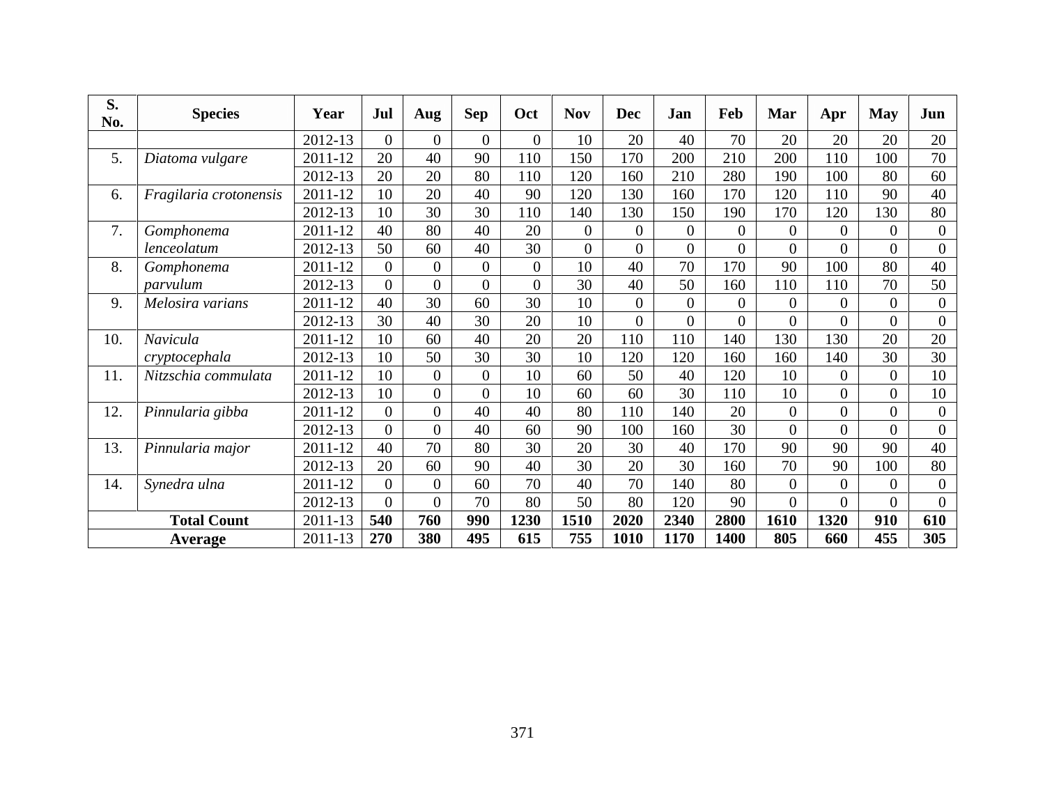| S. No. | Species | Year | Jul | Aug | Sep | Oct | Nov | Dec | Jan | Feb | Mar | Apr | May | Jun |
|---|---|---|---|---|---|---|---|---|---|---|---|---|---|---|
| | | 2012-13 | 0 | 0 | 0 | 0 | 10 | 20 | 40 | 70 | 20 | 20 | 20 | 20 |
| 5. | *Diatoma vulgare* | 2011-12 | 20 | 40 | 90 | 110 | 150 | 170 | 200 | 210 | 200 | 110 | 100 | 70 |
| | | 2012-13 | 20 | 20 | 80 | 110 | 120 | 160 | 210 | 280 | 190 | 100 | 80 | 60 |
| 6. | *Fragilaria crotonensis* | 2011-12 | 10 | 20 | 40 | 90 | 120 | 130 | 160 | 170 | 120 | 110 | 90 | 40 |
| | | 2012-13 | 10 | 30 | 30 | 110 | 140 | 130 | 150 | 190 | 170 | 120 | 130 | 80 |
| 7. | *Gomphonema lenceolatum* | 2011-12 | 40 | 80 | 40 | 20 | 0 | 0 | 0 | 0 | 0 | 0 | 0 | 0 |
| | | 2012-13 | 50 | 60 | 40 | 30 | 0 | 0 | 0 | 0 | 0 | 0 | 0 | 0 |
| 8. | *Gomphonema parvulum* | 2011-12 | 0 | 0 | 0 | 0 | 10 | 40 | 70 | 170 | 90 | 100 | 80 | 40 |
| | | 2012-13 | 0 | 0 | 0 | 0 | 30 | 40 | 50 | 160 | 110 | 110 | 70 | 50 |
| 9. | *Melosira varians* | 2011-12 | 40 | 30 | 60 | 30 | 10 | 0 | 0 | 0 | 0 | 0 | 0 | 0 |
| | | 2012-13 | 30 | 40 | 30 | 20 | 10 | 0 | 0 | 0 | 0 | 0 | 0 | 0 |
| 10. | *Navicula cryptocephala* | 2011-12 | 10 | 60 | 40 | 20 | 20 | 110 | 110 | 140 | 130 | 130 | 20 | 20 |
| | | 2012-13 | 10 | 50 | 30 | 30 | 10 | 120 | 120 | 160 | 160 | 140 | 30 | 30 |
| 11. | *Nitzschia commulata* | 2011-12 | 10 | 0 | 0 | 10 | 60 | 50 | 40 | 120 | 10 | 0 | 0 | 10 |
| | | 2012-13 | 10 | 0 | 0 | 10 | 60 | 60 | 30 | 110 | 10 | 0 | 0 | 10 |
| 12. | *Pinnularia gibba* | 2011-12 | 0 | 0 | 40 | 40 | 80 | 110 | 140 | 20 | 0 | 0 | 0 | 0 |
| | | 2012-13 | 0 | 0 | 40 | 60 | 90 | 100 | 160 | 30 | 0 | 0 | 0 | 0 |
| 13. | *Pinnularia major* | 2011-12 | 40 | 70 | 80 | 30 | 20 | 30 | 40 | 170 | 90 | 90 | 90 | 40 |
| | | 2012-13 | 20 | 60 | 90 | 40 | 30 | 20 | 30 | 160 | 70 | 90 | 100 | 80 |
| 14. | *Synedra ulna* | 2011-12 | 0 | 0 | 60 | 70 | 40 | 70 | 140 | 80 | 0 | 0 | 0 | 0 |
| | | 2012-13 | 0 | 0 | 70 | 80 | 50 | 80 | 120 | 90 | 0 | 0 | 0 | 0 |
| **Total Count** | | 2011-13 | **540** | **760** | **990** | **1230** | **1510** | **2020** | **2340** | **2800** | **1610** | **1320** | **910** | **610** |
| **Average** | | 2011-13 | **270** | **380** | **495** | **615** | **755** | **1010** | **1170** | **1400** | **805** | **660** | **455** | **305** |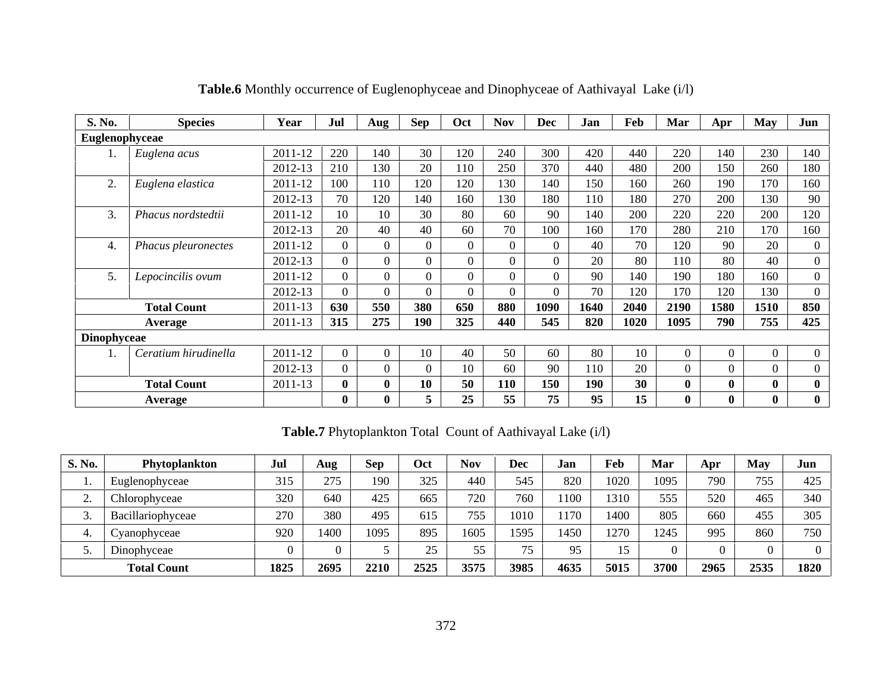**Table.6** Monthly occurrence of Euglenophyceae and Dinophyceae of Aathivayal Lake (i/l)

| S. No. | Species | Year | Jul | Aug | Sep | Oct | Nov | Dec | Jan | Feb | Mar | Apr | May | Jun |
|---|---|---|---|---|---|---|---|---|---|---|---|---|---|---|
| **Euglenophyceae** | | | | | | | | | | | | | | |
| 1. | *Euglena acus* | 2011-12 | 220 | 140 | 30 | 120 | 240 | 300 | 420 | 440 | 220 | 140 | 230 | 140 |
| | | 2012-13 | 210 | 130 | 20 | 110 | 250 | 370 | 440 | 480 | 200 | 150 | 260 | 180 |
| 2. | *Euglena elastica* | 2011-12 | 100 | 110 | 120 | 120 | 130 | 140 | 150 | 160 | 260 | 190 | 170 | 160 |
| | | 2012-13 | 70 | 120 | 140 | 160 | 130 | 180 | 110 | 180 | 270 | 200 | 130 | 90 |
| 3. | *Phacus nordstedtii* | 2011-12 | 10 | 10 | 30 | 80 | 60 | 90 | 140 | 200 | 220 | 220 | 200 | 120 |
| | | 2012-13 | 20 | 40 | 40 | 60 | 70 | 100 | 160 | 170 | 280 | 210 | 170 | 160 |
| 4. | *Phacus pleuronectes* | 2011-12 | 0 | 0 | 0 | 0 | 0 | 0 | 40 | 70 | 120 | 90 | 20 | 0 |
| | | 2012-13 | 0 | 0 | 0 | 0 | 0 | 0 | 20 | 80 | 110 | 80 | 40 | 0 |
| 5. | *Lepocincilis ovum* | 2011-12 | 0 | 0 | 0 | 0 | 0 | 0 | 90 | 140 | 190 | 180 | 160 | 0 |
| | | 2012-13 | 0 | 0 | 0 | 0 | 0 | 0 | 70 | 120 | 170 | 120 | 130 | 0 |
| | **Total Count** | 2011-13 | **630** | **550** | **380** | **650** | **880** | **1090** | **1640** | **2040** | **2190** | **1580** | **1510** | **850** |
| | **Average** | 2011-13 | **315** | **275** | **190** | **325** | **440** | **545** | **820** | **1020** | **1095** | **790** | **755** | **425** |
| **Dinophyceae** | | | | | | | | | | | | | | |
| 1. | *Ceratium hirudinella* | 2011-12 | 0 | 0 | 10 | 40 | 50 | 60 | 80 | 10 | 0 | 0 | 0 | 0 |
| | | 2012-13 | 0 | 0 | 0 | 10 | 60 | 90 | 110 | 20 | 0 | 0 | 0 | 0 |
| | **Total Count** | 2011-13 | **0** | **0** | **10** | **50** | **110** | **150** | **190** | **30** | **0** | **0** | **0** | **0** |
| | **Average** | | **0** | **0** | **5** | **25** | **55** | **75** | **95** | **15** | **0** | **0** | **0** | **0** |

**Table.7** Phytoplankton Total Count of Aathivayal Lake (i/l)

| S. No. | Phytoplankton | Jul | Aug | Sep | Oct | Nov | Dec | Jan | Feb | Mar | Apr | May | Jun |
|---|---|---|---|---|---|---|---|---|---|---|---|---|---|
| 1. | Euglenophyceae | 315 | 275 | 190 | 325 | 440 | 545 | 820 | 1020 | 1095 | 790 | 755 | 425 |
| 2. | Chlorophyceae | 320 | 640 | 425 | 665 | 720 | 760 | 1100 | 1310 | 555 | 520 | 465 | 340 |
| 3. | Bacillariophyceae | 270 | 380 | 495 | 615 | 755 | 1010 | 1170 | 1400 | 805 | 660 | 455 | 305 |
| 4. | Cyanophyceae | 920 | 1400 | 1095 | 895 | 1605 | 1595 | 1450 | 1270 | 1245 | 995 | 860 | 750 |
| 5. | Dinophyceae | 0 | 0 | 5 | 25 | 55 | 75 | 95 | 15 | 0 | 0 | 0 | 0 |
| | **Total Count** | **1825** | **2695** | **2210** | **2525** | **3575** | **3985** | **4635** | **5015** | **3700** | **2965** | **2535** | **1820** |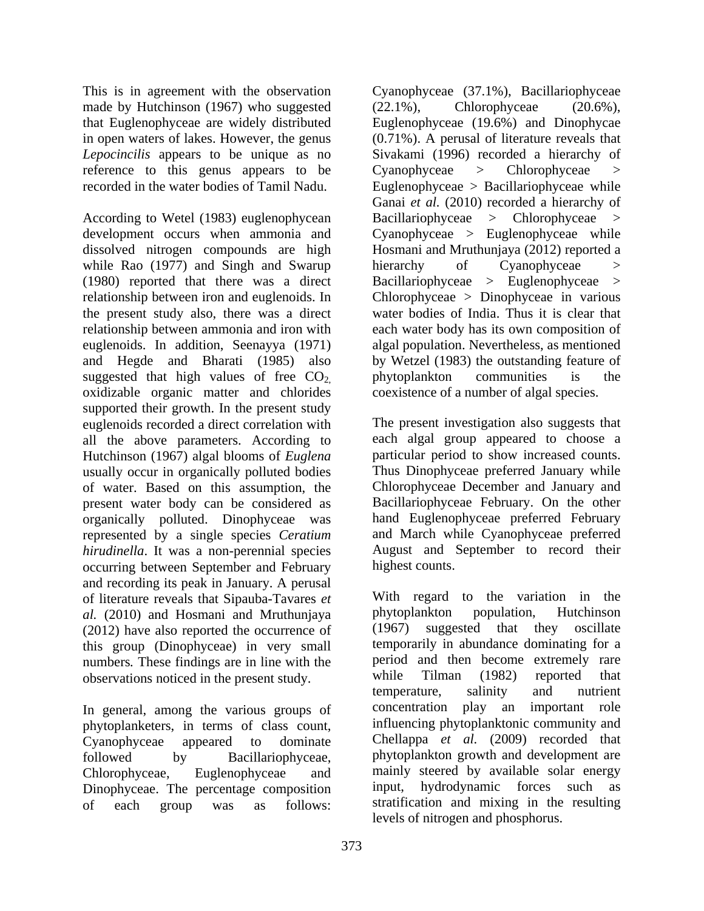This is in agreement with the observation made by Hutchinson (1967) who suggested that Euglenophyceae are widely distributed in open waters of lakes. However, the genus *Lepocincilis* appears to be unique as no reference to this genus appears to be recorded in the water bodies of Tamil Nadu.

According to Wetel (1983) euglenophycean development occurs when ammonia and dissolved nitrogen compounds are high while Rao (1977) and Singh and Swarup (1980) reported that there was a direct relationship between iron and euglenoids. In the present study also, there was a direct relationship between ammonia and iron with euglenoids. In addition, Seenayya (1971) and Hegde and Bharati (1985) also suggested that high values of free $CO_2$, oxidizable organic matter and chlorides supported their growth. In the present study euglenoids recorded a direct correlation with all the above parameters. According to Hutchinson (1967) algal blooms of *Euglena* usually occur in organically polluted bodies of water. Based on this assumption, the present water body can be considered as organically polluted. Dinophyceae was represented by a single species *Ceratium hirudinella*. It was a non-perennial species occurring between September and February and recording its peak in January. A perusal of literature reveals that Sipauba-Tavares *et al.* (2010) and Hosmani and Mruthunjaya (2012) have also reported the occurrence of this group (Dinophyceae) in very small numbers. These findings are in line with the observations noticed in the present study.

In general, among the various groups of phytoplanketers, in terms of class count, Cyanophyceae appeared to dominate followed by Bacillariophyceae, Chlorophyceae, Euglenophyceae and Dinophyceae. The percentage composition of each group was as follows: Cyanophyceae (37.1%), Bacillariophyceae (22.1%), Chlorophyceae (20.6%), Euglenophyceae (19.6%) and Dinophycae (0.71%). A perusal of literature reveals that Sivakami (1996) recorded a hierarchy of Cyanophyceae > Chlorophyceae > Euglenophyceae > Bacillariophyceae while Ganai *et al.* (2010) recorded a hierarchy of Bacillariophyceae > Chlorophyceae > Cyanophyceae > Euglenophyceae while Hosmani and Mruthunjaya (2012) reported a hierarchy of Cyanophyceae > Bacillariophyceae > Euglenophyceae > Chlorophyceae > Dinophyceae in various water bodies of India. Thus it is clear that each water body has its own composition of algal population. Nevertheless, as mentioned by Wetzel (1983) the outstanding feature of phytoplankton communities is the coexistence of a number of algal species.

The present investigation also suggests that each algal group appeared to choose a particular period to show increased counts. Thus Dinophyceae preferred January while Chlorophyceae December and January and Bacillariophyceae February. On the other hand Euglenophyceae preferred February and March while Cyanophyceae preferred August and September to record their highest counts.

With regard to the variation in the phytoplankton population, Hutchinson (1967) suggested that they oscillate temporarily in abundance dominating for a period and then become extremely rare while Tilman (1982) reported that temperature, salinity and nutrient concentration play an important role influencing phytoplanktonic community and Chellappa *et al.* (2009) recorded that phytoplankton growth and development are mainly steered by available solar energy input, hydrodynamic forces such as stratification and mixing in the resulting levels of nitrogen and phosphorus.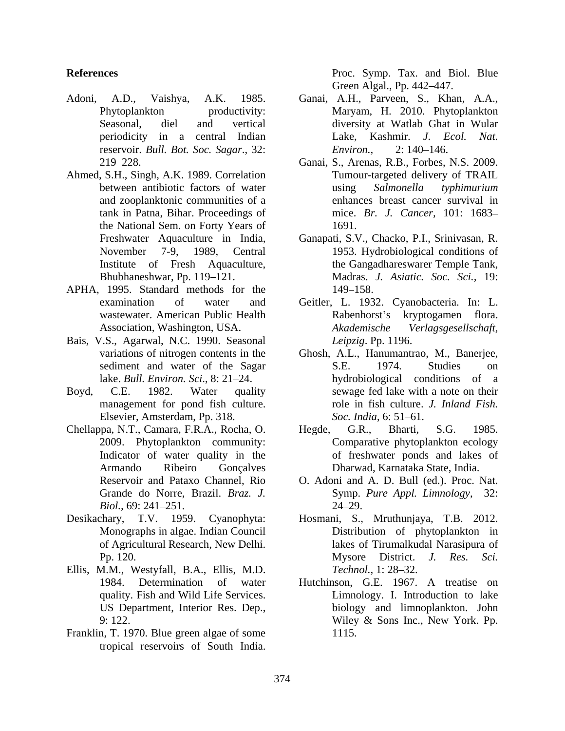**References**

Adoni, A.D., Vaishya, A.K. 1985. Phytoplankton productivity: Seasonal, diel and vertical periodicity in a central Indian reservoir. *Bull. Bot. Soc. Sagar*., 32: 219–228.

Ahmed, S.H., Singh, A.K. 1989. Correlation between antibiotic factors of water and zooplanktonic communities of a tank in Patna, Bihar. Proceedings of the National Sem. on Forty Years of Freshwater Aquaculture in India, November 7-9, 1989, Central Institute of Fresh Aquaculture, Bhubhaneshwar, Pp. 119–121.

APHA, 1995. Standard methods for the examination of water and wastewater. American Public Health Association, Washington, USA.

Bais, V.S., Agarwal, N.C. 1990. Seasonal variations of nitrogen contents in the sediment and water of the Sagar lake. *Bull. Environ. Sci*., 8: 21–24.

Boyd, C.E. 1982. Water quality management for pond fish culture. Elsevier, Amsterdam, Pp. 318.

Chellappa, N.T., Camara, F.R.A., Rocha, O. 2009. Phytoplankton community: Indicator of water quality in the Armando Ribeiro Gonçalves Reservoir and Pataxo Channel, Rio Grande do Norre, Brazil. *Braz. J. Biol.*, 69: 241–251.

Desikachary, T.V. 1959. Cyanophyta: Monographs in algae. Indian Council of Agricultural Research, New Delhi. Pp. 120.

Ellis, M.M., Westyfall, B.A., Ellis, M.D. 1984. Determination of water quality. Fish and Wild Life Services. US Department, Interior Res. Dep., 9: 122.

Franklin, T. 1970. Blue green algae of some tropical reservoirs of South India. Proc. Symp. Tax. and Biol. Blue Green Algal., Pp. 442–447.

Ganai, A.H., Parveen, S., Khan, A.A., Maryam, H. 2010. Phytoplankton diversity at Watlab Ghat in Wular Lake, Kashmir. *J. Ecol. Nat. Environ.,* 2: 140–146.

Ganai, S., Arenas, R.B., Forbes, N.S. 2009. Tumour-targeted delivery of TRAIL using *Salmonella typhimurium* enhances breast cancer survival in mice. *Br. J. Cancer,* 101: 1683–1691.

Ganapati, S.V., Chacko, P.I., Srinivasan, R. 1953. Hydrobiological conditions of the Gangadhareswarer Temple Tank, Madras. *J. Asiatic. Soc. Sci.,* 19: 149–158.

Geitler, L. 1932. Cyanobacteria. In: L. Rabenhorst's kryptogamen flora. *Akademische Verlagsgesellschaft, Leipzig*. Pp. 1196.

Ghosh, A.L., Hanumantrao, M., Banerjee, S.E. 1974. Studies on hydrobiological conditions of a sewage fed lake with a note on their role in fish culture. *J. Inland Fish. Soc. India*, 6: 51–61.

Hegde, G.R., Bharti, S.G. 1985. Comparative phytoplankton ecology of freshwater ponds and lakes of Dharwad, Karnataka State, India.

O. Adoni and A. D. Bull (ed.). Proc. Nat. Symp. *Pure Appl. Limnology*, 32: 24–29.

Hosmani, S., Mruthunjaya, T.B. 2012. Distribution of phytoplankton in lakes of Tirumalkudal Narasipura of Mysore District. *J. Res. Sci. Technol.*, 1: 28–32.

Hutchinson, G.E. 1967. A treatise on Limnology. I. Introduction to lake biology and limnoplankton. John Wiley & Sons Inc., New York. Pp. 1115.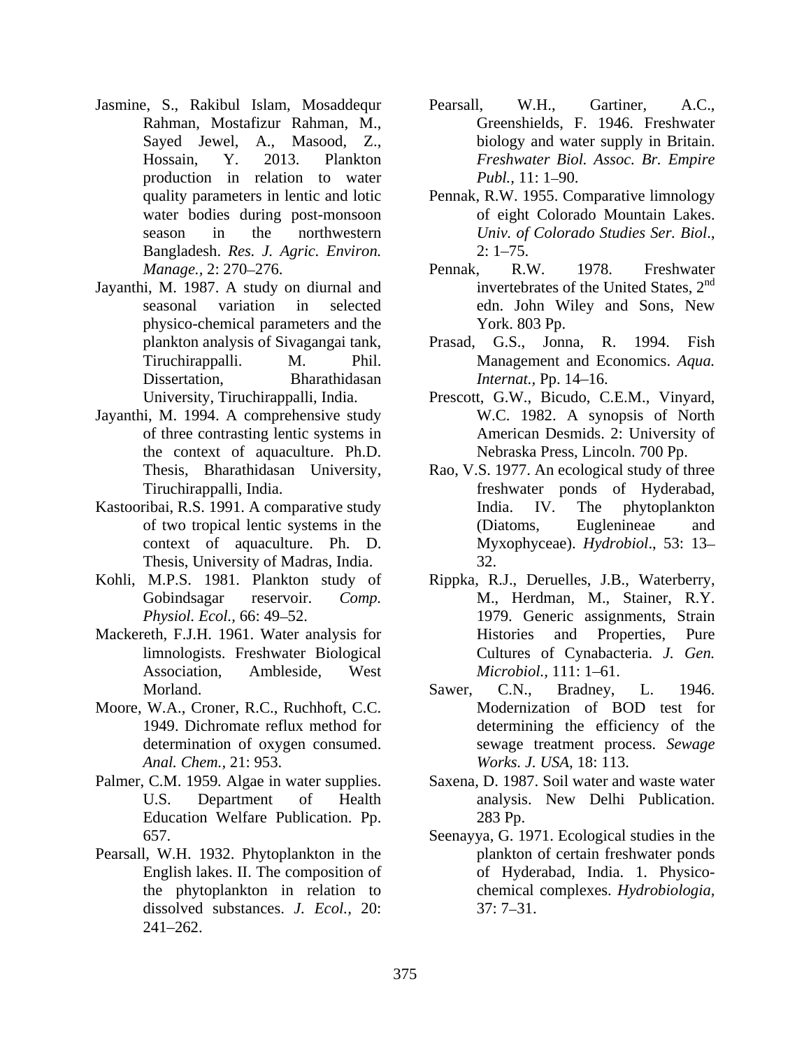Jasmine, S., Rakibul Islam, Mosaddequr Rahman, Mostafizur Rahman, M., Sayed Jewel, A., Masood, Z., Hossain, Y. 2013. Plankton production in relation to water quality parameters in lentic and lotic water bodies during post-monsoon season in the northwestern Bangladesh. *Res. J. Agric. Environ. Manage.,* 2: 270–276.

Jayanthi, M. 1987. A study on diurnal and seasonal variation in selected physico-chemical parameters and the plankton analysis of Sivagangai tank, Tiruchirappalli. M. Phil. Dissertation, Bharathidasan University, Tiruchirappalli, India.

Jayanthi, M. 1994. A comprehensive study of three contrasting lentic systems in the context of aquaculture. Ph.D. Thesis, Bharathidasan University, Tiruchirappalli, India.

Kastooribai, R.S. 1991. A comparative study of two tropical lentic systems in the context of aquaculture. Ph. D. Thesis, University of Madras, India.

Kohli, M.P.S. 1981. Plankton study of Gobindsagar reservoir. *Comp. Physiol. Ecol.,* 66: 49–52.

Mackereth, F.J.H. 1961. Water analysis for limnologists. Freshwater Biological Association, Ambleside, West Morland.

Moore, W.A., Croner, R.C., Ruchhoft, C.C. 1949. Dichromate reflux method for determination of oxygen consumed. *Anal. Chem.,* 21: 953.

Palmer, C.M. 1959. Algae in water supplies. U.S. Department of Health Education Welfare Publication. Pp. 657.

Pearsall, W.H. 1932. Phytoplankton in the English lakes. II. The composition of the phytoplankton in relation to dissolved substances. *J. Ecol.,* 20: 241–262.

Pearsall, W.H., Gartiner, A.C., Greenshields, F. 1946. Freshwater biology and water supply in Britain. *Freshwater Biol. Assoc. Br. Empire Publ.,* 11: 1–90.

Pennak, R.W. 1955. Comparative limnology of eight Colorado Mountain Lakes. *Univ. of Colorado Studies Ser. Biol*., 2: 1–75.

Pennak, R.W. 1978. Freshwater invertebrates of the United States, 2nd edn. John Wiley and Sons, New York. 803 Pp.

Prasad, G.S., Jonna, R. 1994. Fish Management and Economics. *Aqua. Internat.,* Pp. 14–16.

Prescott, G.W., Bicudo, C.E.M., Vinyard, W.C. 1982. A synopsis of North American Desmids. 2: University of Nebraska Press, Lincoln. 700 Pp.

Rao, V.S. 1977. An ecological study of three freshwater ponds of Hyderabad, India. IV. The phytoplankton (Diatoms, Euglenineae and Myxophyceae). *Hydrobiol*., 53: 13–32.

Rippka, R.J., Deruelles, J.B., Waterberry, M., Herdman, M., Stainer, R.Y. 1979. Generic assignments, Strain Histories and Properties, Pure Cultures of Cynabacteria. *J. Gen. Microbiol.,* 111: 1–61.

Sawer, C.N., Bradney, L. 1946. Modernization of BOD test for determining the efficiency of the sewage treatment process. *Sewage Works. J. USA,* 18: 113.

Saxena, D. 1987. Soil water and waste water analysis. New Delhi Publication. 283 Pp.

Seenayya, G. 1971. Ecological studies in the plankton of certain freshwater ponds of Hyderabad, India. 1. Physico-chemical complexes. *Hydrobiologia,* 37: 7–31.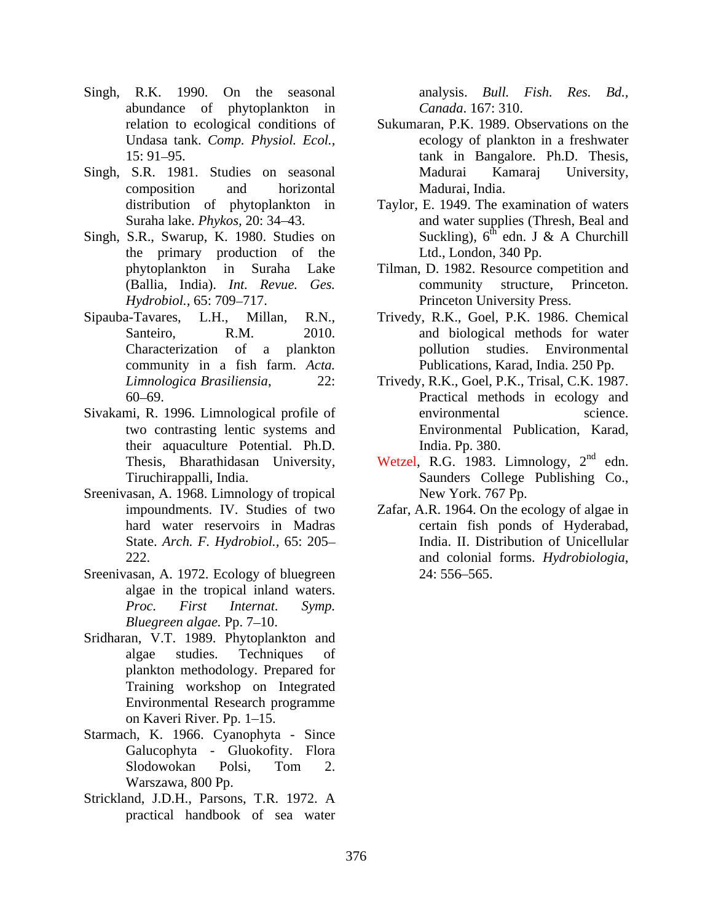Singh, R.K. 1990. On the seasonal abundance of phytoplankton in relation to ecological conditions of Undasa tank. *Comp. Physiol. Ecol.,* 15: 91–95.

Singh, S.R. 1981. Studies on seasonal composition and horizontal distribution of phytoplankton in Suraha lake. *Phykos,* 20: 34–43.

Singh, S.R., Swarup, K. 1980. Studies on the primary production of the phytoplankton in Suraha Lake (Ballia, India). *Int. Revue. Ges. Hydrobiol.,* 65: 709–717.

Sipauba-Tavares, L.H., Millan, R.N., Santeiro, R.M. 2010. Characterization of a plankton community in a fish farm. *Acta. Limnologica Brasiliensia*, 22: 60–69.

Sivakami, R. 1996. Limnological profile of two contrasting lentic systems and their aquaculture Potential. Ph.D. Thesis, Bharathidasan University, Tiruchirappalli, India.

Sreenivasan, A. 1968. Limnology of tropical impoundments. IV. Studies of two hard water reservoirs in Madras State. *Arch. F. Hydrobiol.,* 65: 205–222.

Sreenivasan, A. 1972. Ecology of bluegreen algae in the tropical inland waters. *Proc. First Internat. Symp. Bluegreen algae.* Pp. 7–10.

Sridharan, V.T. 1989. Phytoplankton and algae studies. Techniques of plankton methodology. Prepared for Training workshop on Integrated Environmental Research programme on Kaveri River. Pp. 1–15.

Starmach, K. 1966. Cyanophyta - Since Galucophyta - Gluokofity. Flora Slodowokan Polsi, Tom 2. Warszawa, 800 Pp.

Strickland, J.D.H., Parsons, T.R. 1972. A practical handbook of sea water analysis. *Bull. Fish. Res. Bd., Canada*. 167: 310.

Sukumaran, P.K. 1989. Observations on the ecology of plankton in a freshwater tank in Bangalore. Ph.D. Thesis, Madurai Kamaraj University, Madurai, India.

Taylor, E. 1949. The examination of waters and water supplies (Thresh, Beal and Suckling), 6th edn. J & A Churchill Ltd., London, 340 Pp.

Tilman, D. 1982. Resource competition and community structure, Princeton. Princeton University Press.

Trivedy, R.K., Goel, P.K. 1986. Chemical and biological methods for water pollution studies. Environmental Publications, Karad, India. 250 Pp.

Trivedy, R.K., Goel, P.K., Trisal, C.K. 1987. Practical methods in ecology and environmental science. Environmental Publication, Karad, India. Pp. 380.

Wetzel, R.G. 1983. Limnology, 2nd edn. Saunders College Publishing Co., New York. 767 Pp.

Zafar, A.R. 1964. On the ecology of algae in certain fish ponds of Hyderabad, India. II. Distribution of Unicellular and colonial forms. *Hydrobiologia*, 24: 556–565.